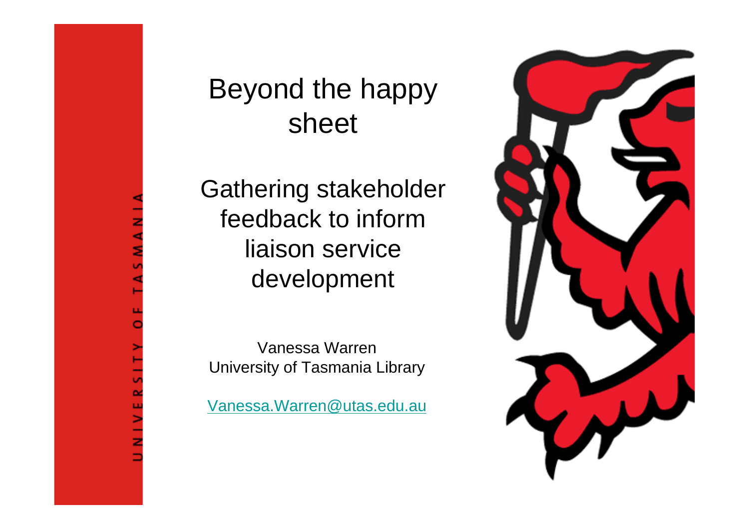# Beyond the happy sheet

## Gathering stakeholder feedback to inform liaison service development

Vanessa Warren
University of Tasmania Library

Vanessa.Warren@utas.edu.au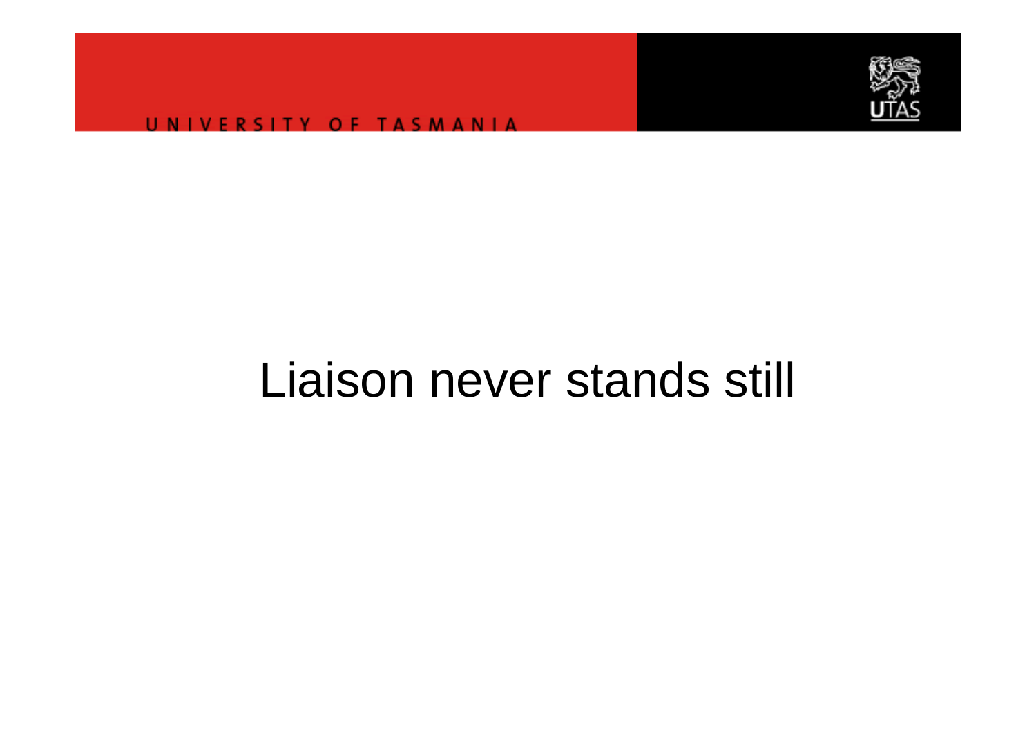# Liaison never stands still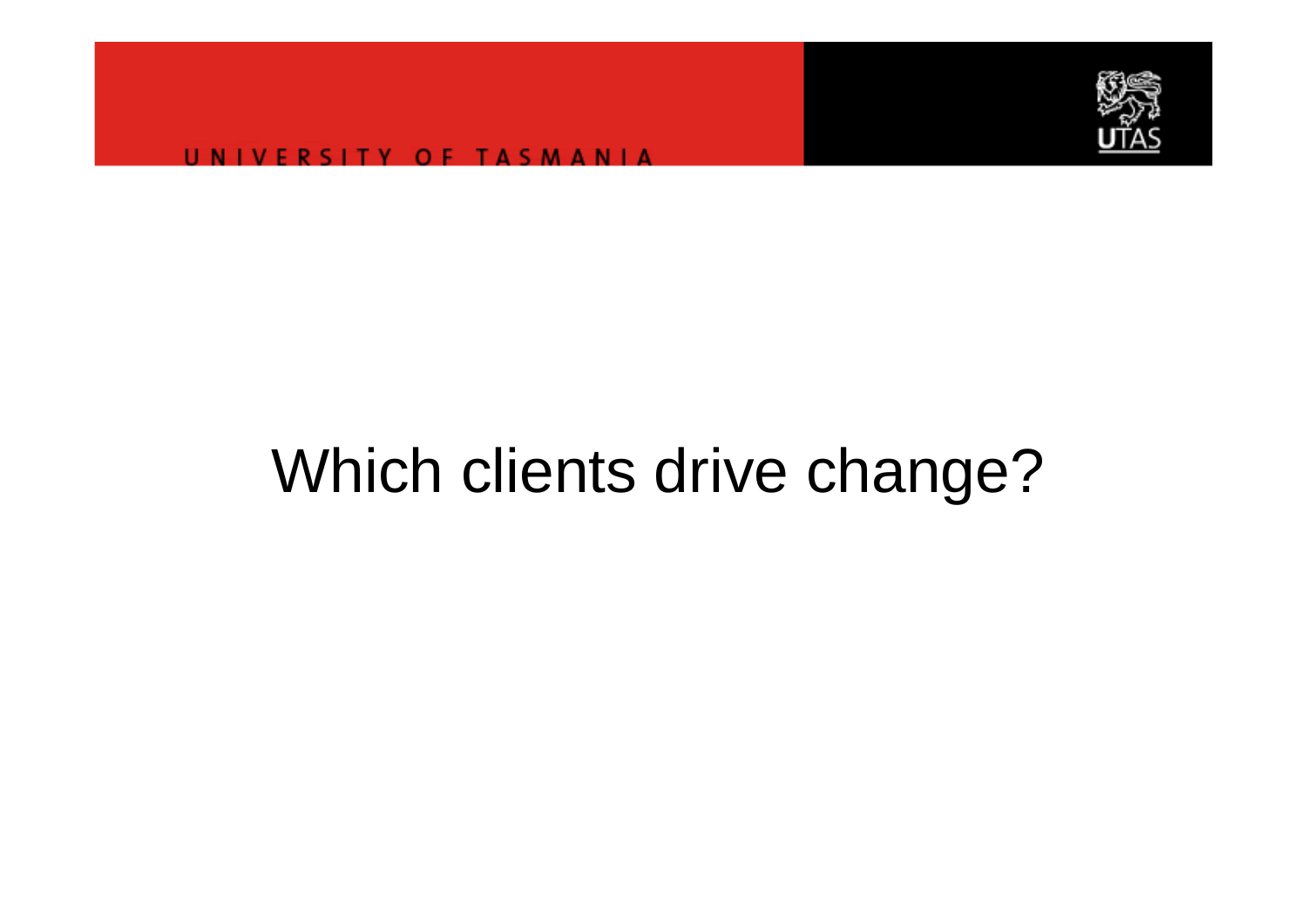# Which clients drive change?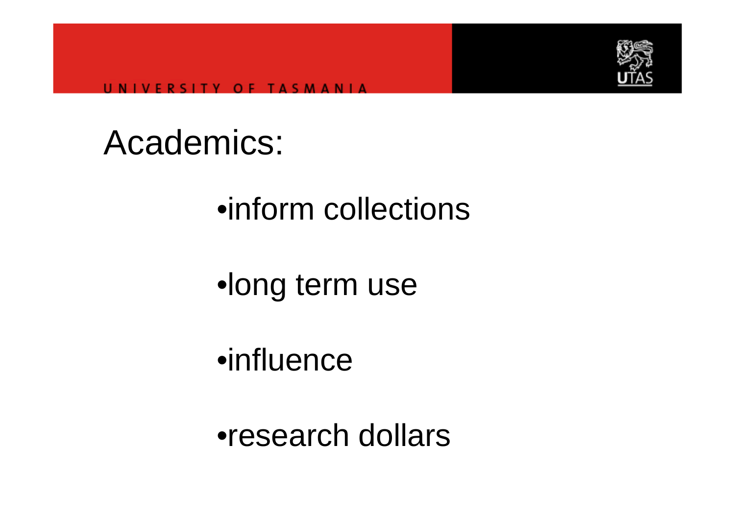# Academics:

- inform collections
- long term use
- influence
- research dollars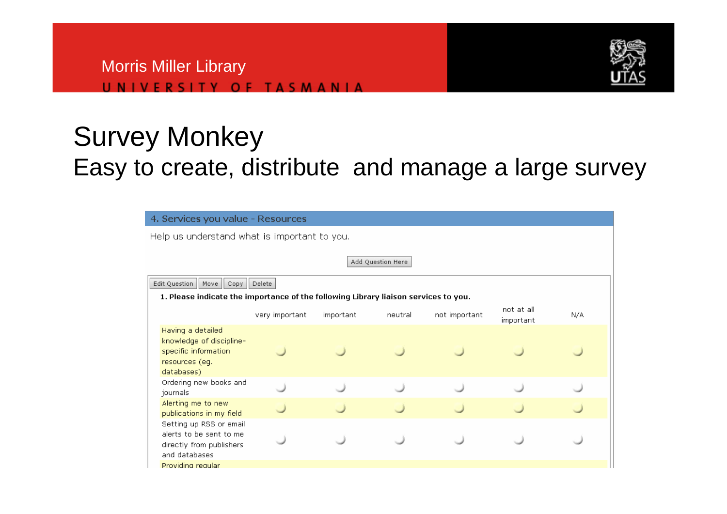Morris Miller Library

UNIVERSITY OF TASMANIA

# Survey Monkey

## Easy to create, distribute and manage a large survey

4. Services you value - Resources

Help us understand what is important to you.

Add Question Here

Edit Question | Move | Copy | Delete

**1. Please indicate the importance of the following Library liaison services to you.**

| | very important | important | neutral | not important | not at all important | N/A |
|---|---|---|---|---|---|---|
| Having a detailed knowledge of discipline-specific information resources (eg. databases) | ○ | ○ | ○ | ○ | ○ | ○ |
| Ordering new books and journals | ○ | ○ | ○ | ○ | ○ | ○ |
| Alerting me to new publications in my field | ○ | ○ | ○ | ○ | ○ | ○ |
| Setting up RSS or email alerts to be sent to me directly from publishers and databases | ○ | ○ | ○ | ○ | ○ | ○ |
| Providing regular | | | | | | |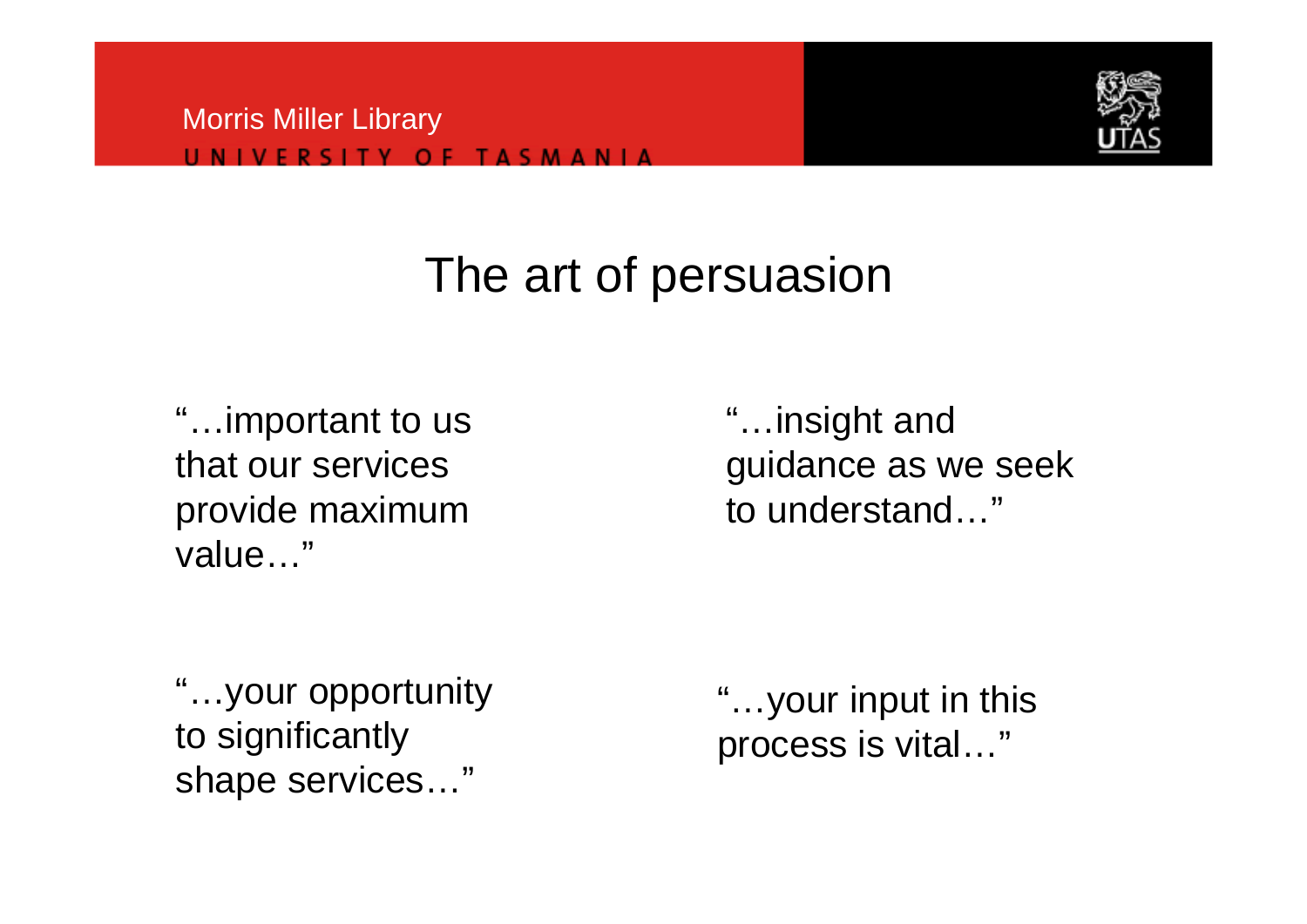# The art of persuasion

"…important to us that our services provide maximum value…"

"…insight and guidance as we seek to understand…"

"…your opportunity to significantly shape services…"

"…your input in this process is vital…"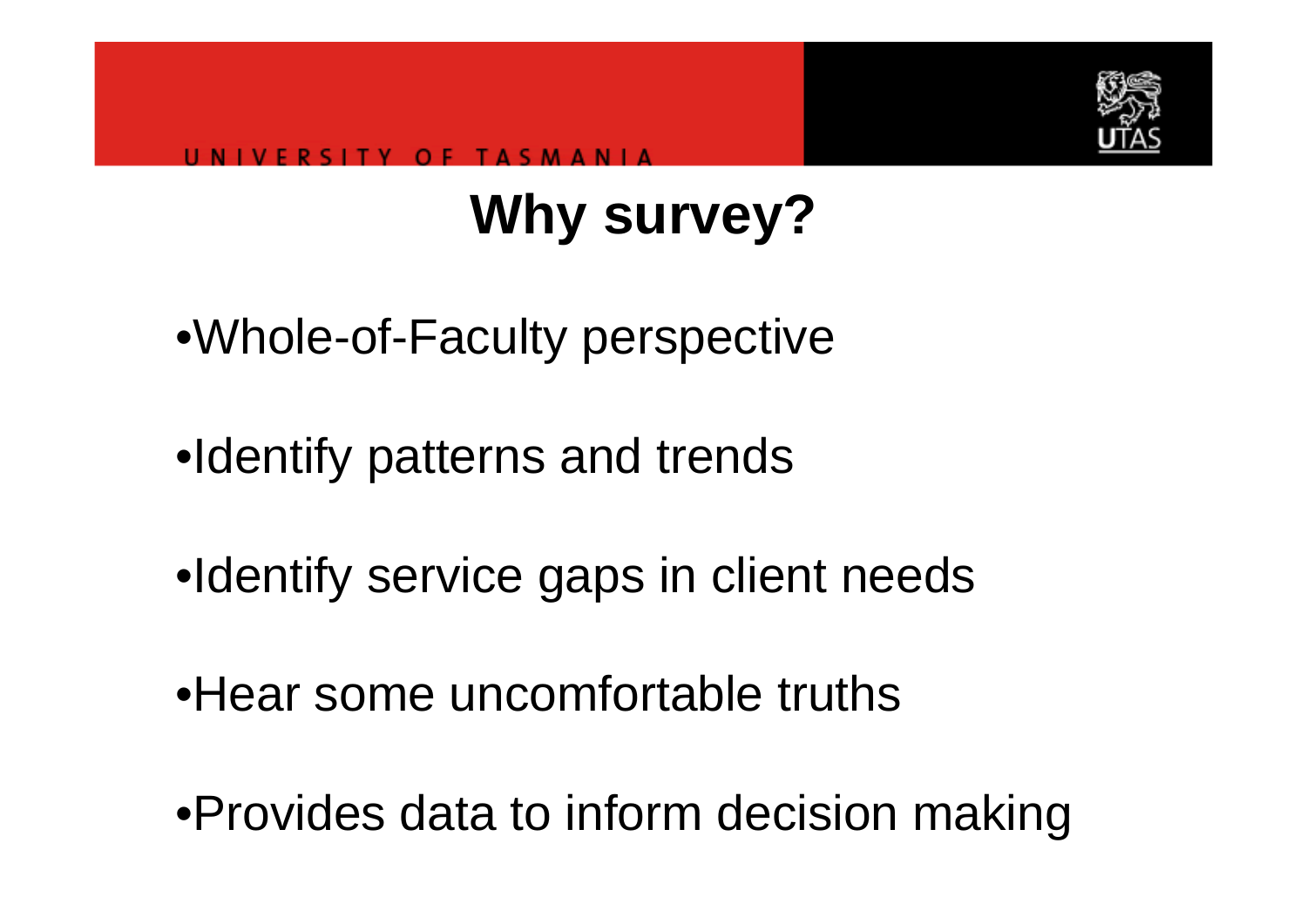# Why survey?

- Whole-of-Faculty perspective
- Identify patterns and trends
- Identify service gaps in client needs
- Hear some uncomfortable truths
- Provides data to inform decision making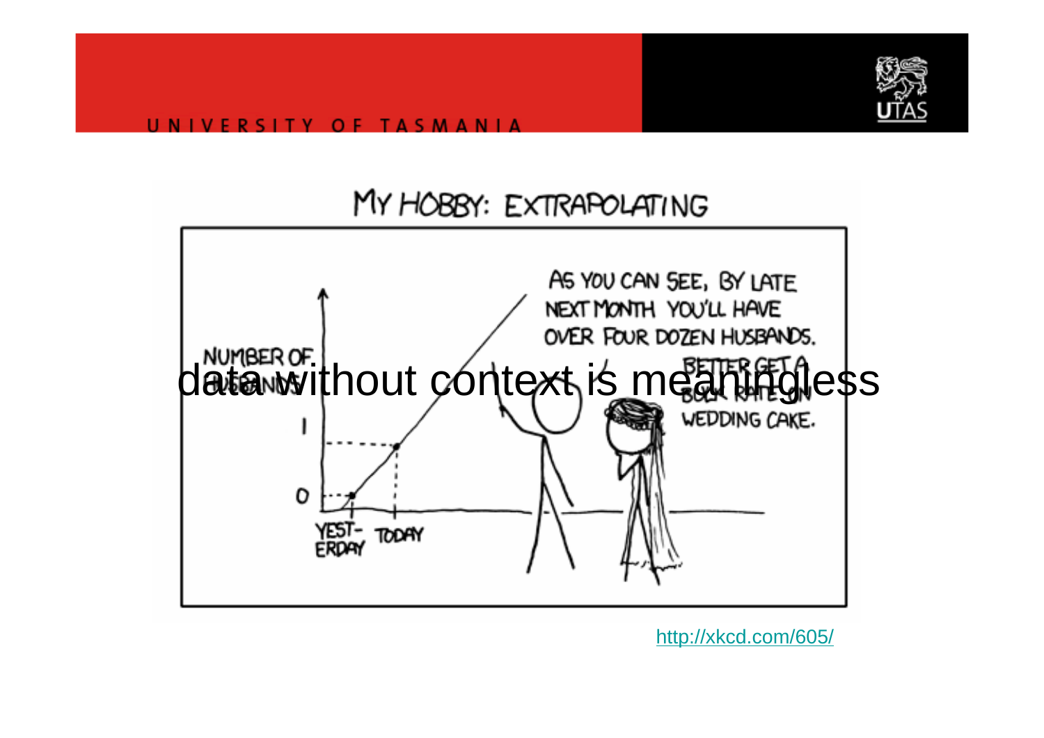data without context is meaningless

http://xkcd.com/605/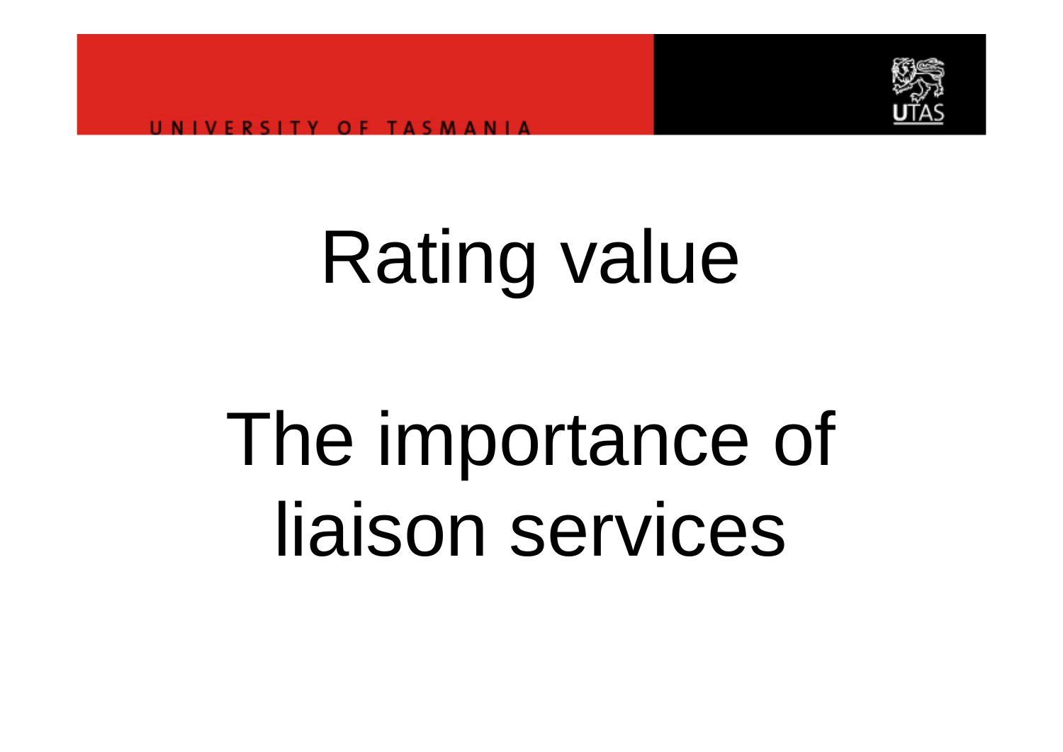# Rating value

# The importance of liaison services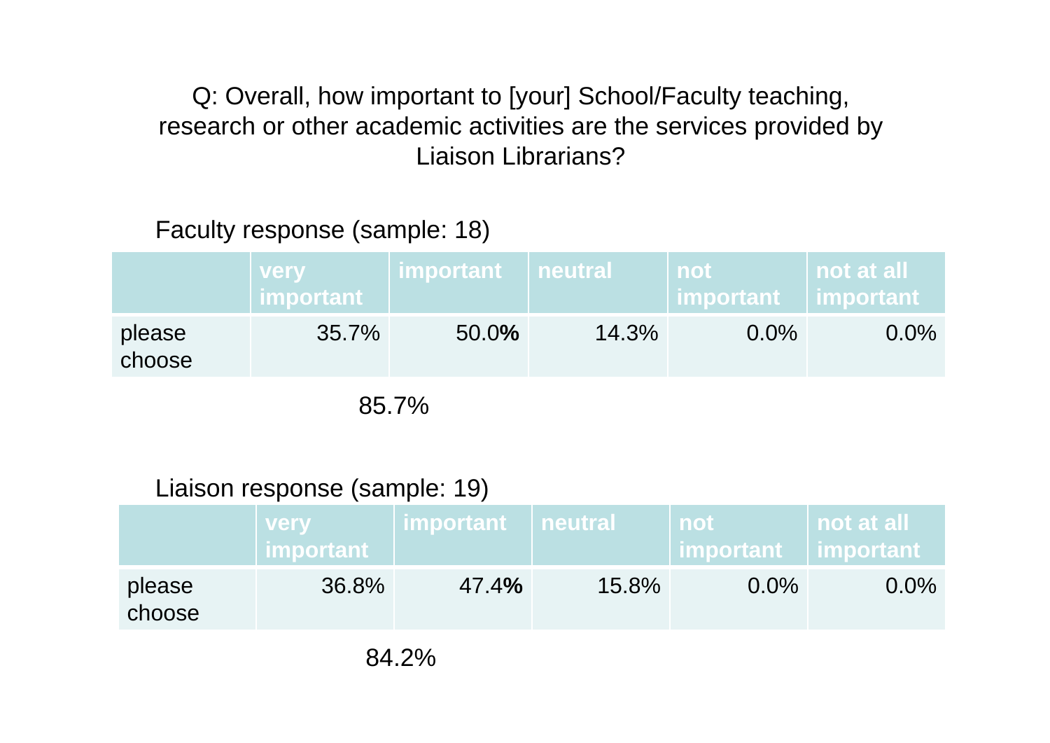Q: Overall, how important to [your] School/Faculty teaching, research or other academic activities are the services provided by Liaison Librarians?

Faculty response (sample: 18)

| | very important | important | neutral | not important | not at all important |
|---|---|---|---|---|---|
| please choose | 35.7% | 50.0% | 14.3% | 0.0% | 0.0% |

85.7%

Liaison response (sample: 19)

| | very important | important | neutral | not important | not at all important |
|---|---|---|---|---|---|
| please choose | 36.8% | 47.4% | 15.8% | 0.0% | 0.0% |

84.2%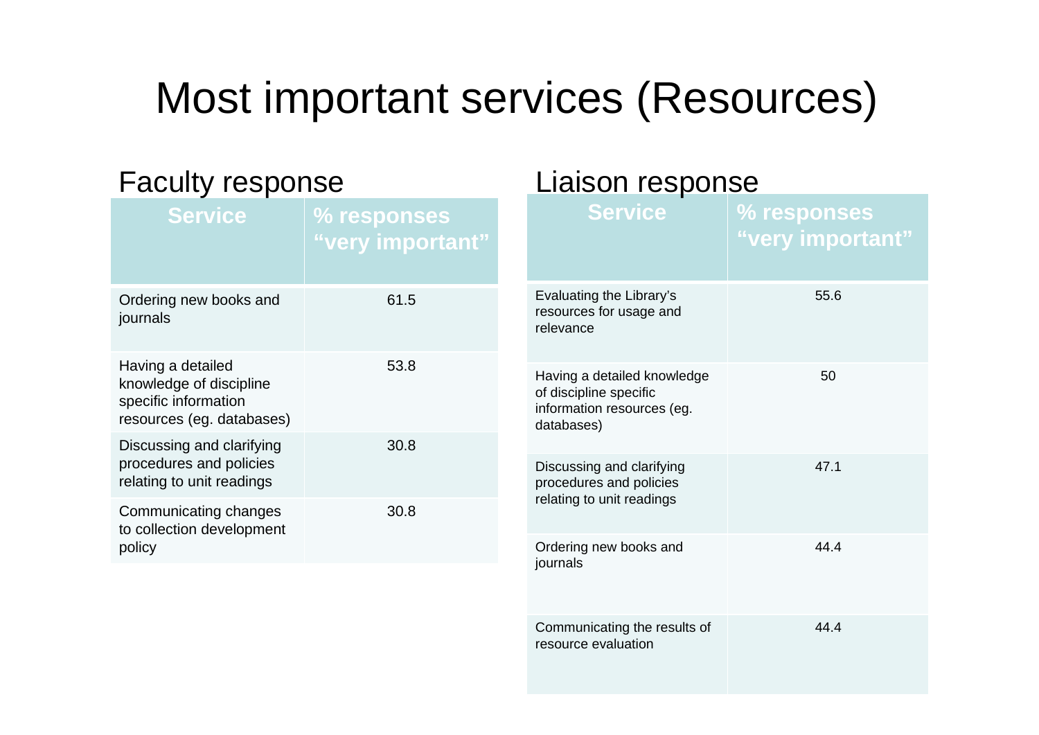# Most important services (Resources)

## Faculty response

| Service | % responses "very important" |
|---|---|
| Ordering new books and journals | 61.5 |
| Having a detailed knowledge of discipline specific information resources (eg. databases) | 53.8 |
| Discussing and clarifying procedures and policies relating to unit readings | 30.8 |
| Communicating changes to collection development policy | 30.8 |

## Liaison response

| Service | % responses "very important" |
|---|---|
| Evaluating the Library's resources for usage and relevance | 55.6 |
| Having a detailed knowledge of discipline specific information resources (eg. databases) | 50 |
| Discussing and clarifying procedures and policies relating to unit readings | 47.1 |
| Ordering new books and journals | 44.4 |
| Communicating the results of resource evaluation | 44.4 |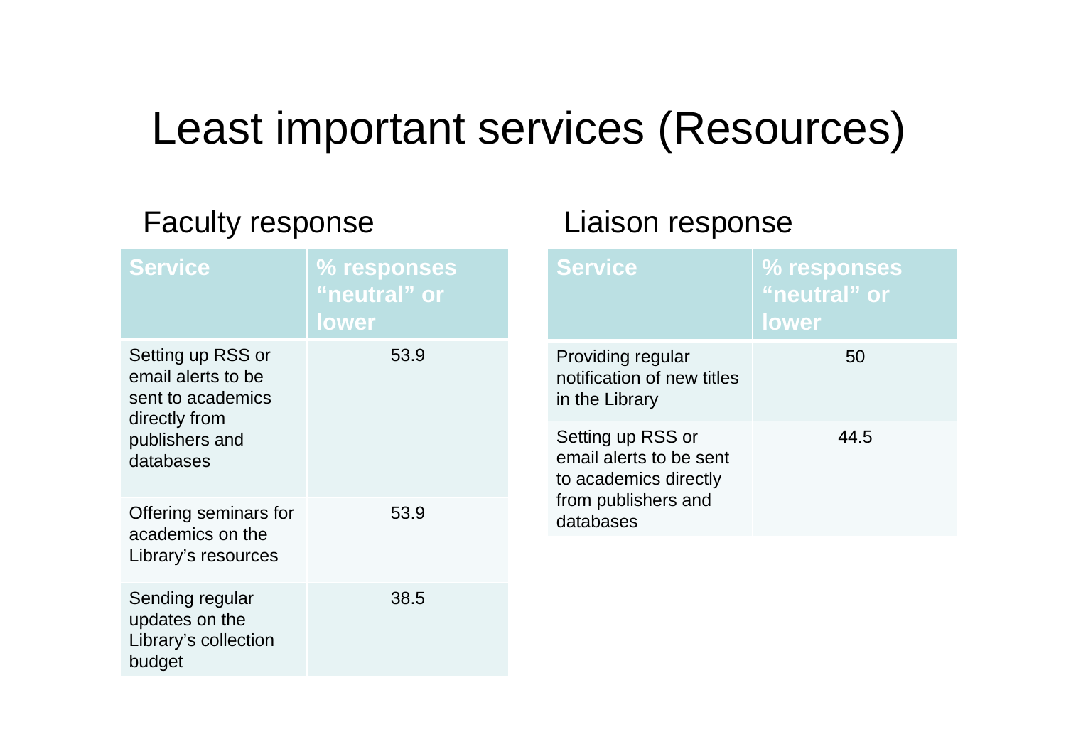# Least important services (Resources)

## Faculty response

| Service | % responses "neutral" or lower |
| --- | --- |
| Setting up RSS or email alerts to be sent to academics directly from publishers and databases | 53.9 |
| Offering seminars for academics on the Library's resources | 53.9 |
| Sending regular updates on the Library's collection budget | 38.5 |

## Liaison response

| Service | % responses "neutral" or lower |
| --- | --- |
| Providing regular notification of new titles in the Library | 50 |
| Setting up RSS or email alerts to be sent to academics directly from publishers and databases | 44.5 |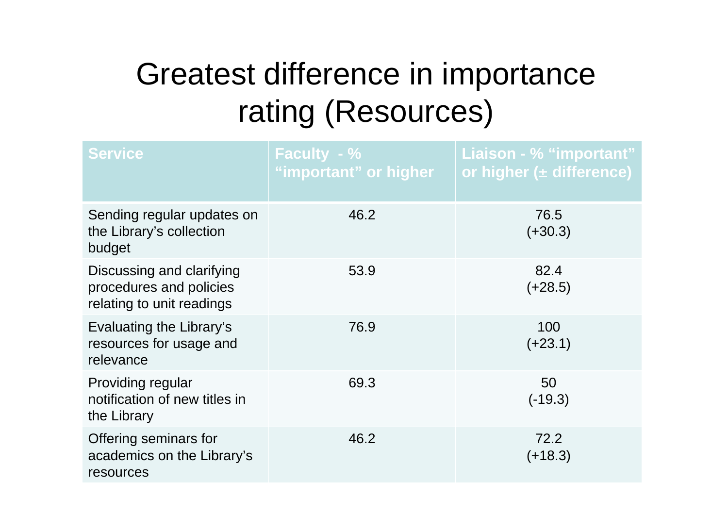# Greatest difference in importance rating (Resources)

| Service | Faculty - % "important" or higher | Liaison - % "important" or higher (± difference) |
|---|---|---|
| Sending regular updates on the Library's collection budget | 46.2 | 76.5 (+30.3) |
| Discussing and clarifying procedures and policies relating to unit readings | 53.9 | 82.4 (+28.5) |
| Evaluating the Library's resources for usage and relevance | 76.9 | 100 (+23.1) |
| Providing regular notification of new titles in the Library | 69.3 | 50 (-19.3) |
| Offering seminars for academics on the Library's resources | 46.2 | 72.2 (+18.3) |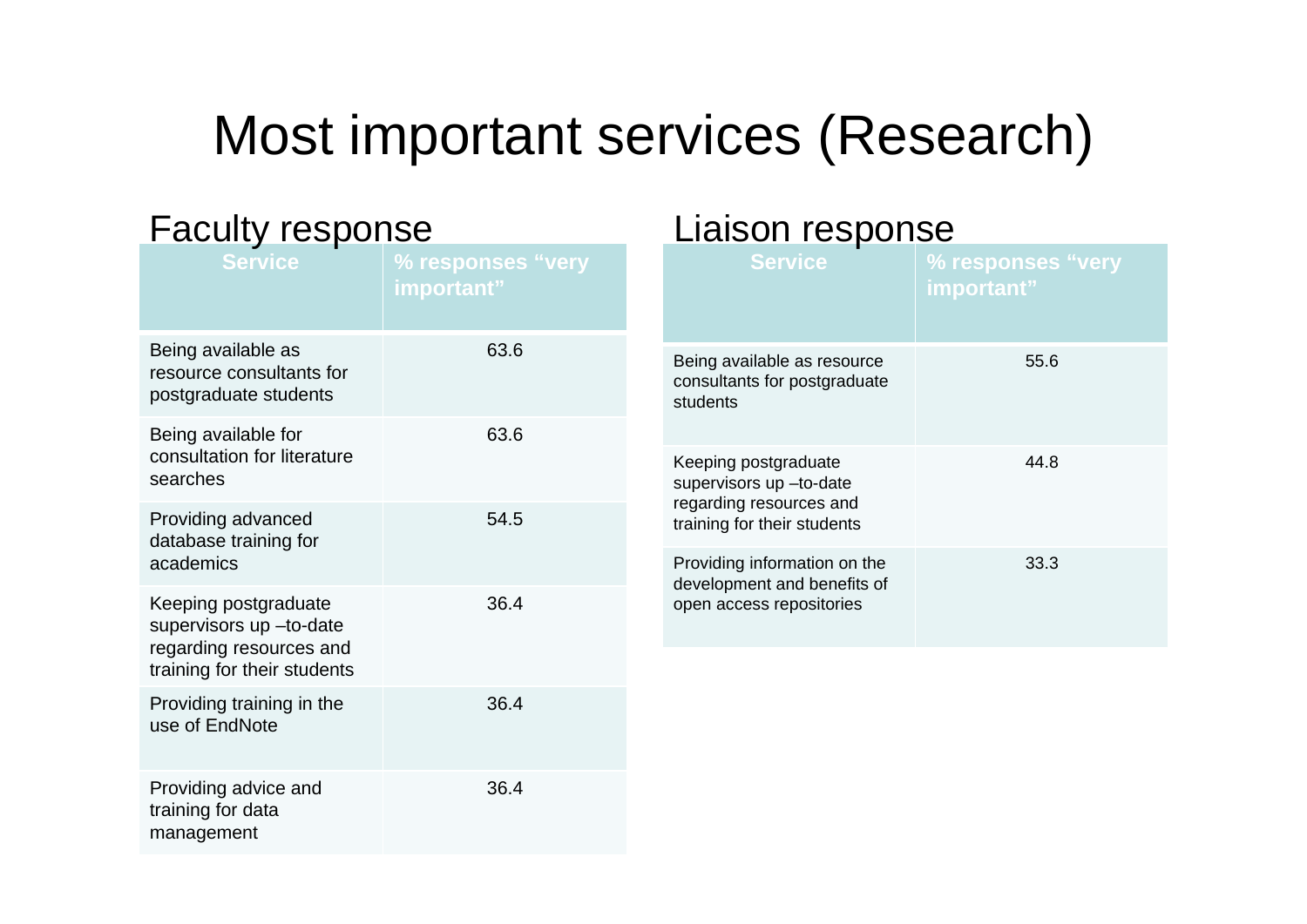# Most important services (Research)

## Faculty response

| Service | % responses "very important" |
|---|---|
| Being available as resource consultants for postgraduate students | 63.6 |
| Being available for consultation for literature searches | 63.6 |
| Providing advanced database training for academics | 54.5 |
| Keeping postgraduate supervisors up –to-date regarding resources and training for their students | 36.4 |
| Providing training in the use of EndNote | 36.4 |
| Providing advice and training for data management | 36.4 |

## Liaison response

| Service | % responses "very important" |
|---|---|
| Being available as resource consultants for postgraduate students | 55.6 |
| Keeping postgraduate supervisors up –to-date regarding resources and training for their students | 44.8 |
| Providing information on the development and benefits of open access repositories | 33.3 |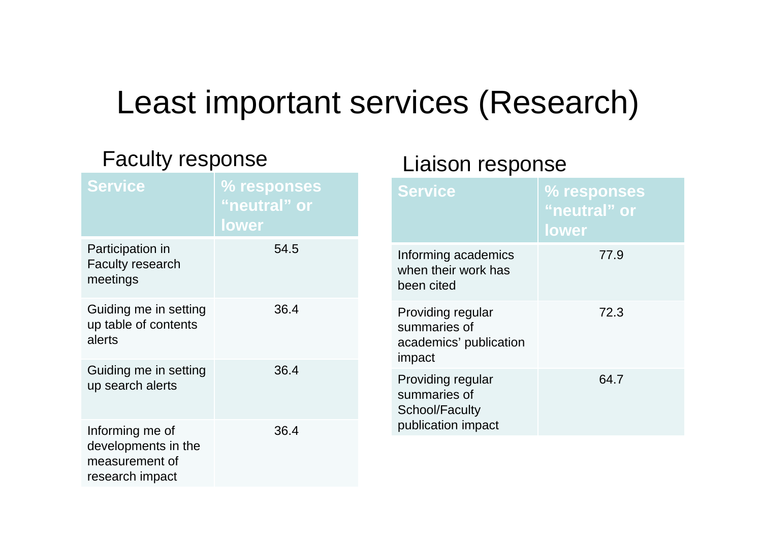# Least important services (Research)

## Faculty response

| Service | % responses "neutral" or lower |
|---|---|
| Participation in Faculty research meetings | 54.5 |
| Guiding me in setting up table of contents alerts | 36.4 |
| Guiding me in setting up search alerts | 36.4 |
| Informing me of developments in the measurement of research impact | 36.4 |

## Liaison response

| Service | % responses "neutral" or lower |
|---|---|
| Informing academics when their work has been cited | 77.9 |
| Providing regular summaries of academics' publication impact | 72.3 |
| Providing regular summaries of School/Faculty publication impact | 64.7 |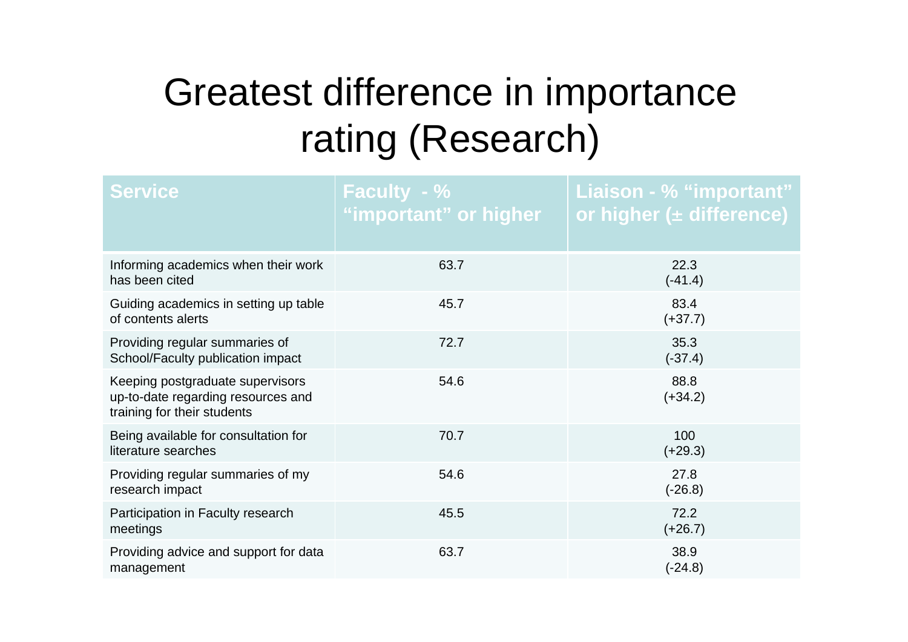# Greatest difference in importance rating (Research)

| Service | Faculty - % "important" or higher | Liaison - % "important" or higher (± difference) |
|---|---|---|
| Informing academics when their work has been cited | 63.7 | 22.3 (-41.4) |
| Guiding academics in setting up table of contents alerts | 45.7 | 83.4 (+37.7) |
| Providing regular summaries of School/Faculty publication impact | 72.7 | 35.3 (-37.4) |
| Keeping postgraduate supervisors up-to-date regarding resources and training for their students | 54.6 | 88.8 (+34.2) |
| Being available for consultation for literature searches | 70.7 | 100 (+29.3) |
| Providing regular summaries of my research impact | 54.6 | 27.8 (-26.8) |
| Participation in Faculty research meetings | 45.5 | 72.2 (+26.7) |
| Providing advice and support for data management | 63.7 | 38.9 (-24.8) |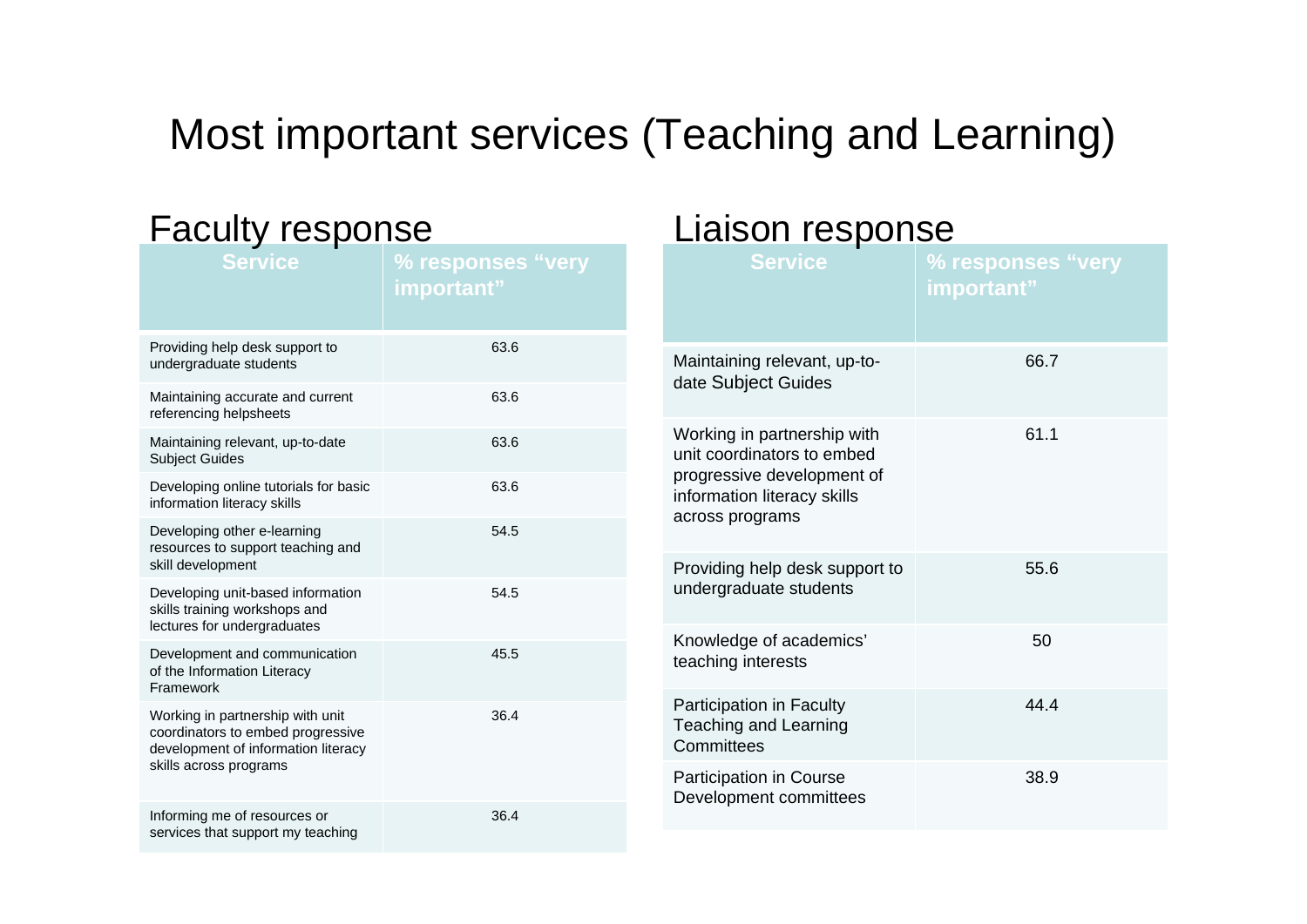# Most important services (Teaching and Learning)

## Faculty response

| Service | % responses "very important" |
| --- | --- |
| Providing help desk support to undergraduate students | 63.6 |
| Maintaining accurate and current referencing helpsheets | 63.6 |
| Maintaining relevant, up-to-date Subject Guides | 63.6 |
| Developing online tutorials for basic information literacy skills | 63.6 |
| Developing other e-learning resources to support teaching and skill development | 54.5 |
| Developing unit-based information skills training workshops and lectures for undergraduates | 54.5 |
| Development and communication of the Information Literacy Framework | 45.5 |
| Working in partnership with unit coordinators to embed progressive development of information literacy skills across programs | 36.4 |
| Informing me of resources or services that support my teaching | 36.4 |

## Liaison response

| Service | % responses "very important" |
| --- | --- |
| Maintaining relevant, up-to-date Subject Guides | 66.7 |
| Working in partnership with unit coordinators to embed progressive development of information literacy skills across programs | 61.1 |
| Providing help desk support to undergraduate students | 55.6 |
| Knowledge of academics' teaching interests | 50 |
| Participation in Faculty Teaching and Learning Committees | 44.4 |
| Participation in Course Development committees | 38.9 |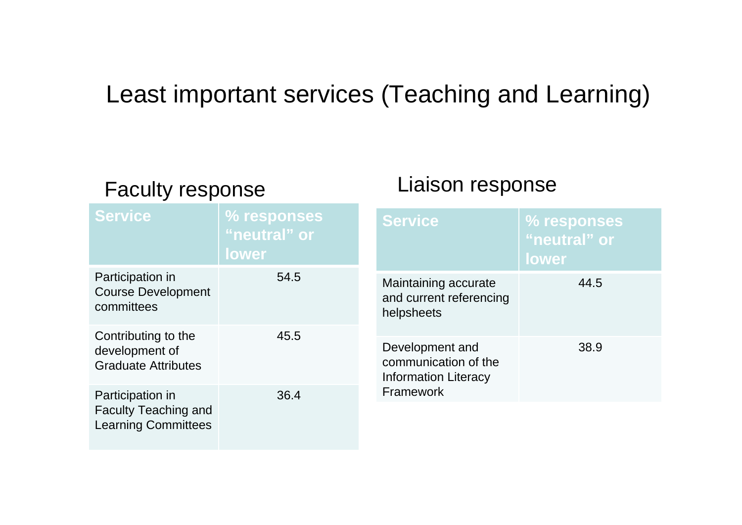# Least important services (Teaching and Learning)

## Faculty response

| Service | % responses "neutral" or lower |
|---|---|
| Participation in Course Development committees | 54.5 |
| Contributing to the development of Graduate Attributes | 45.5 |
| Participation in Faculty Teaching and Learning Committees | 36.4 |

## Liaison response

| Service | % responses "neutral" or lower |
|---|---|
| Maintaining accurate and current referencing helpsheets | 44.5 |
| Development and communication of the Information Literacy Framework | 38.9 |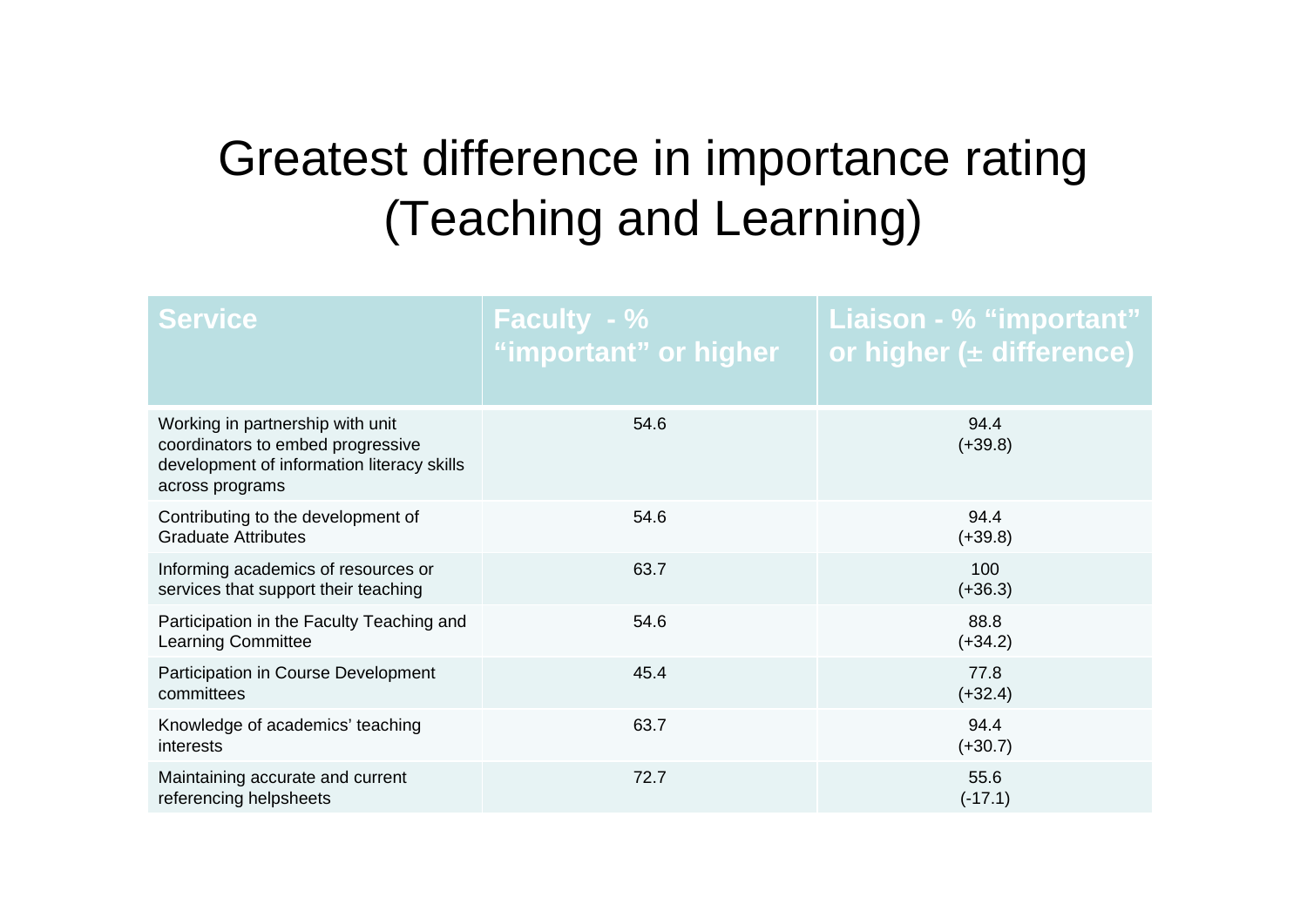# Greatest difference in importance rating (Teaching and Learning)

| Service | Faculty - % "important" or higher | Liaison - % "important" or higher (± difference) |
|---|---|---|
| Working in partnership with unit coordinators to embed progressive development of information literacy skills across programs | 54.6 | 94.4 (+39.8) |
| Contributing to the development of Graduate Attributes | 54.6 | 94.4 (+39.8) |
| Informing academics of resources or services that support their teaching | 63.7 | 100 (+36.3) |
| Participation in the Faculty Teaching and Learning Committee | 54.6 | 88.8 (+34.2) |
| Participation in Course Development committees | 45.4 | 77.8 (+32.4) |
| Knowledge of academics' teaching interests | 63.7 | 94.4 (+30.7) |
| Maintaining accurate and current referencing helpsheets | 72.7 | 55.6 (-17.1) |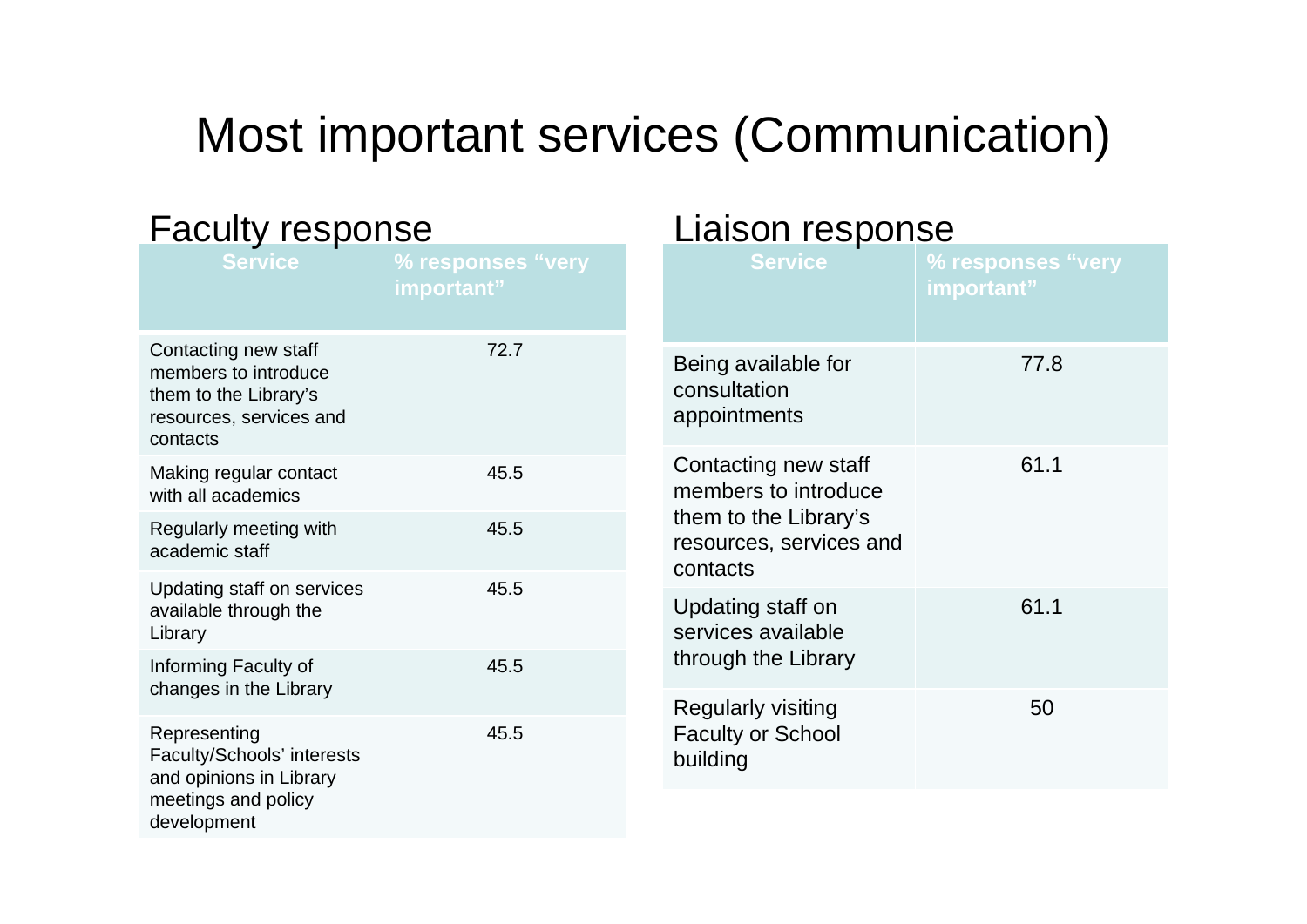# Most important services (Communication)

## Faculty response

| Service | % responses "very important" |
| --- | --- |
| Contacting new staff members to introduce them to the Library's resources, services and contacts | 72.7 |
| Making regular contact with all academics | 45.5 |
| Regularly meeting with academic staff | 45.5 |
| Updating staff on services available through the Library | 45.5 |
| Informing Faculty of changes in the Library | 45.5 |
| Representing Faculty/Schools' interests and opinions in Library meetings and policy development | 45.5 |

## Liaison response

| Service | % responses "very important" |
| --- | --- |
| Being available for consultation appointments | 77.8 |
| Contacting new staff members to introduce them to the Library's resources, services and contacts | 61.1 |
| Updating staff on services available through the Library | 61.1 |
| Regularly visiting Faculty or School building | 50 |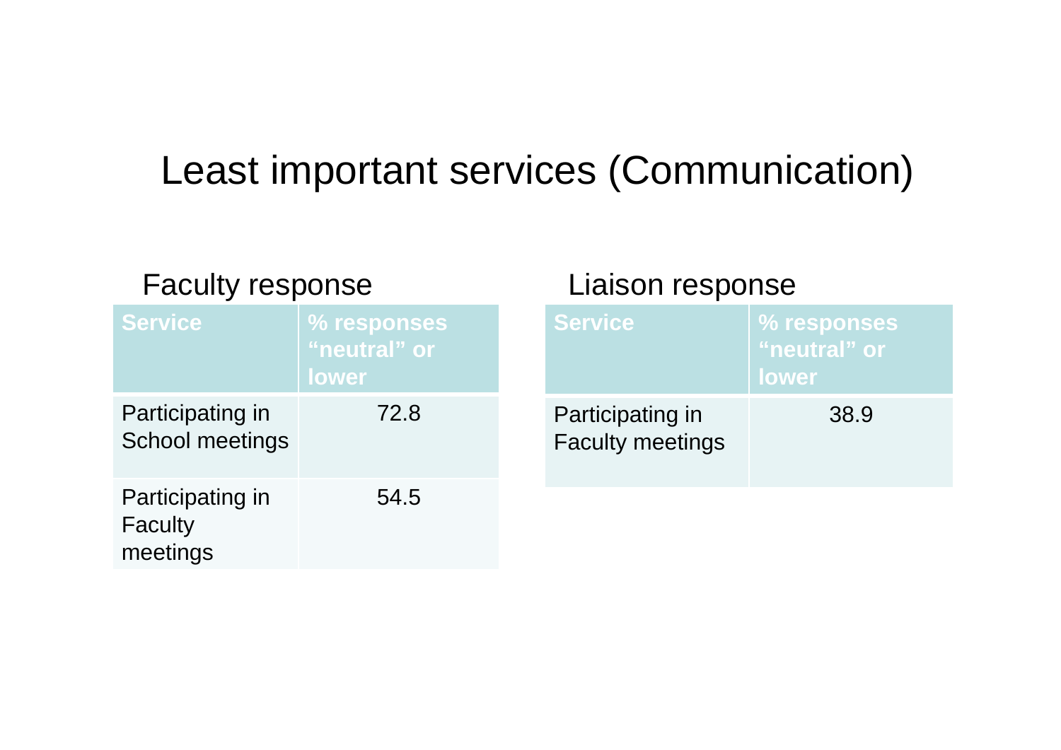# Least important services (Communication)

## Faculty response

| Service | % responses "neutral" or lower |
|---|---|
| Participating in School meetings | 72.8 |
| Participating in Faculty meetings | 54.5 |

## Liaison response

| Service | % responses "neutral" or lower |
|---|---|
| Participating in Faculty meetings | 38.9 |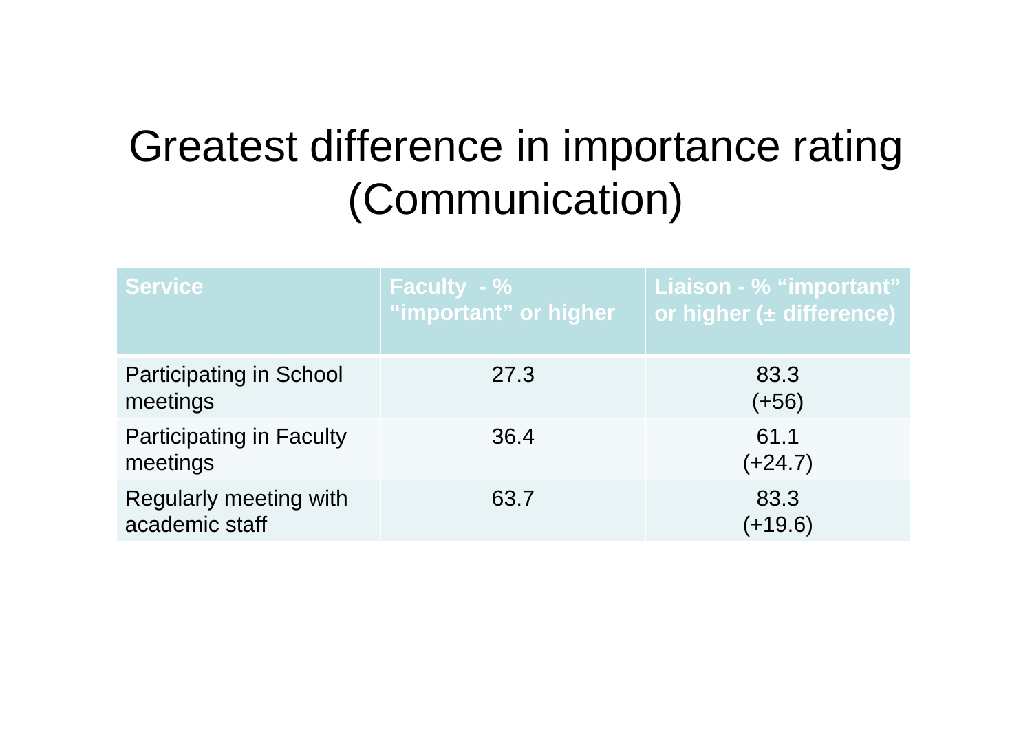# Greatest difference in importance rating (Communication)

| Service | Faculty - % "important" or higher | Liaison - % "important" or higher (± difference) |
|---|---|---|
| Participating in School meetings | 27.3 | 83.3 (+56) |
| Participating in Faculty meetings | 36.4 | 61.1 (+24.7) |
| Regularly meeting with academic staff | 63.7 | 83.3 (+19.6) |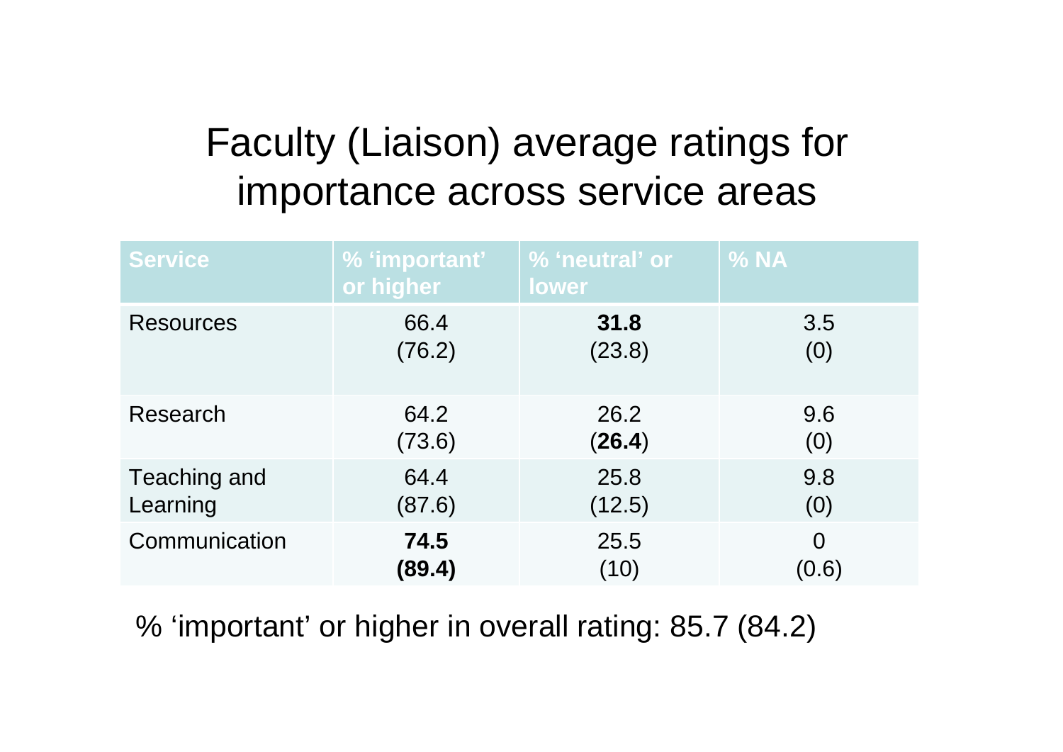# Faculty (Liaison) average ratings for importance across service areas

| Service | % ‘important’ or higher | % ‘neutral’ or lower | % NA |
|---|---|---|---|
| Resources | 66.4 (76.2) | **31.8** (23.8) | 3.5 (0) |
| Research | 64.2 (73.6) | 26.2 (**26.4**) | 9.6 (0) |
| Teaching and Learning | 64.4 (87.6) | 25.8 (12.5) | 9.8 (0) |
| Communication | **74.5 (89.4)** | 25.5 (10) | 0 (0.6) |

% ‘important’ or higher in overall rating: 85.7 (84.2)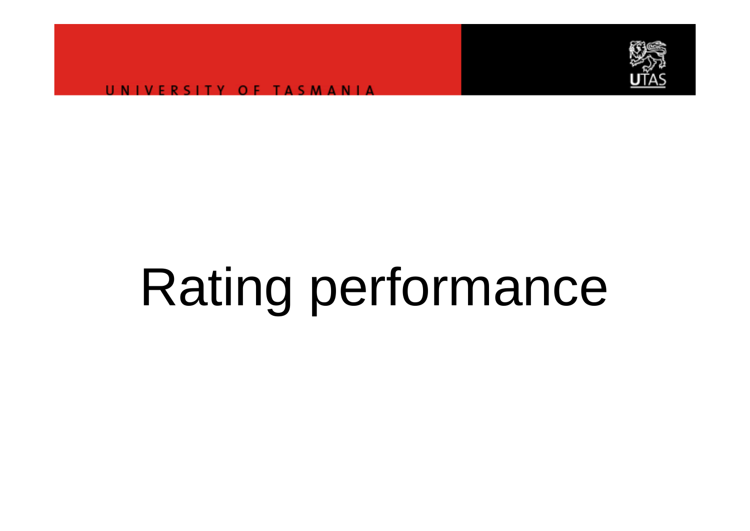# Rating performance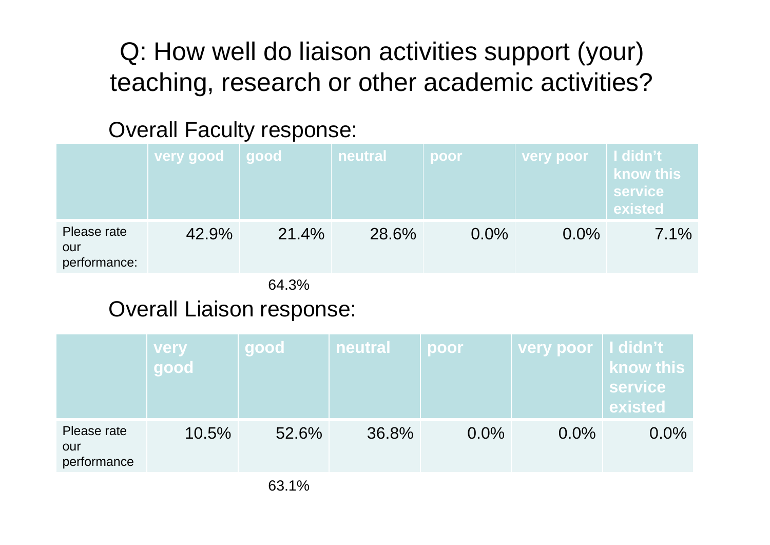# Q: How well do liaison activities support (your) teaching, research or other academic activities?

## Overall Faculty response:

| | very good | good | neutral | poor | very poor | I didn't know this service existed |
|---|---|---|---|---|---|---|
| Please rate our performance: | 42.9% | 21.4% | 28.6% | 0.0% | 0.0% | 7.1% |

64.3%

## Overall Liaison response:

| | very good | good | neutral | poor | very poor | I didn't know this service existed |
|---|---|---|---|---|---|---|
| Please rate our performance | 10.5% | 52.6% | 36.8% | 0.0% | 0.0% | 0.0% |

63.1%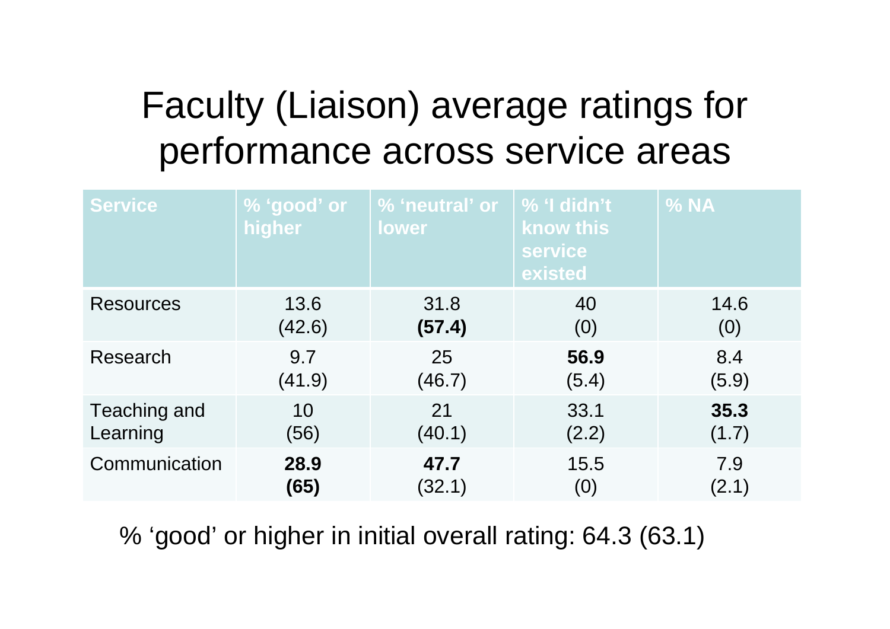# Faculty (Liaison) average ratings for performance across service areas

| Service | % ‘good’ or higher | % ‘neutral’ or lower | % ‘I didn’t know this service existed | % NA |
|---|---|---|---|---|
| Resources | 13.6 (42.6) | 31.8 **(57.4)** | 40 (0) | 14.6 (0) |
| Research | 9.7 (41.9) | 25 (46.7) | **56.9** (5.4) | 8.4 (5.9) |
| Teaching and Learning | 10 (56) | 21 (40.1) | 33.1 (2.2) | **35.3** (1.7) |
| Communication | **28.9 (65)** | **47.7** (32.1) | 15.5 (0) | 7.9 (2.1) |

% ‘good’ or higher in initial overall rating: 64.3 (63.1)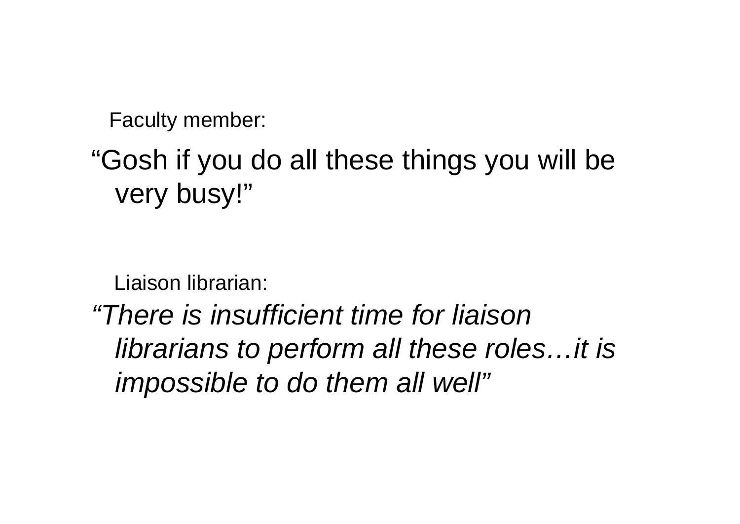Faculty member:

"Gosh if you do all these things you will be very busy!"

Liaison librarian:

*"There is insufficient time for liaison librarians to perform all these roles…it is impossible to do them all well"*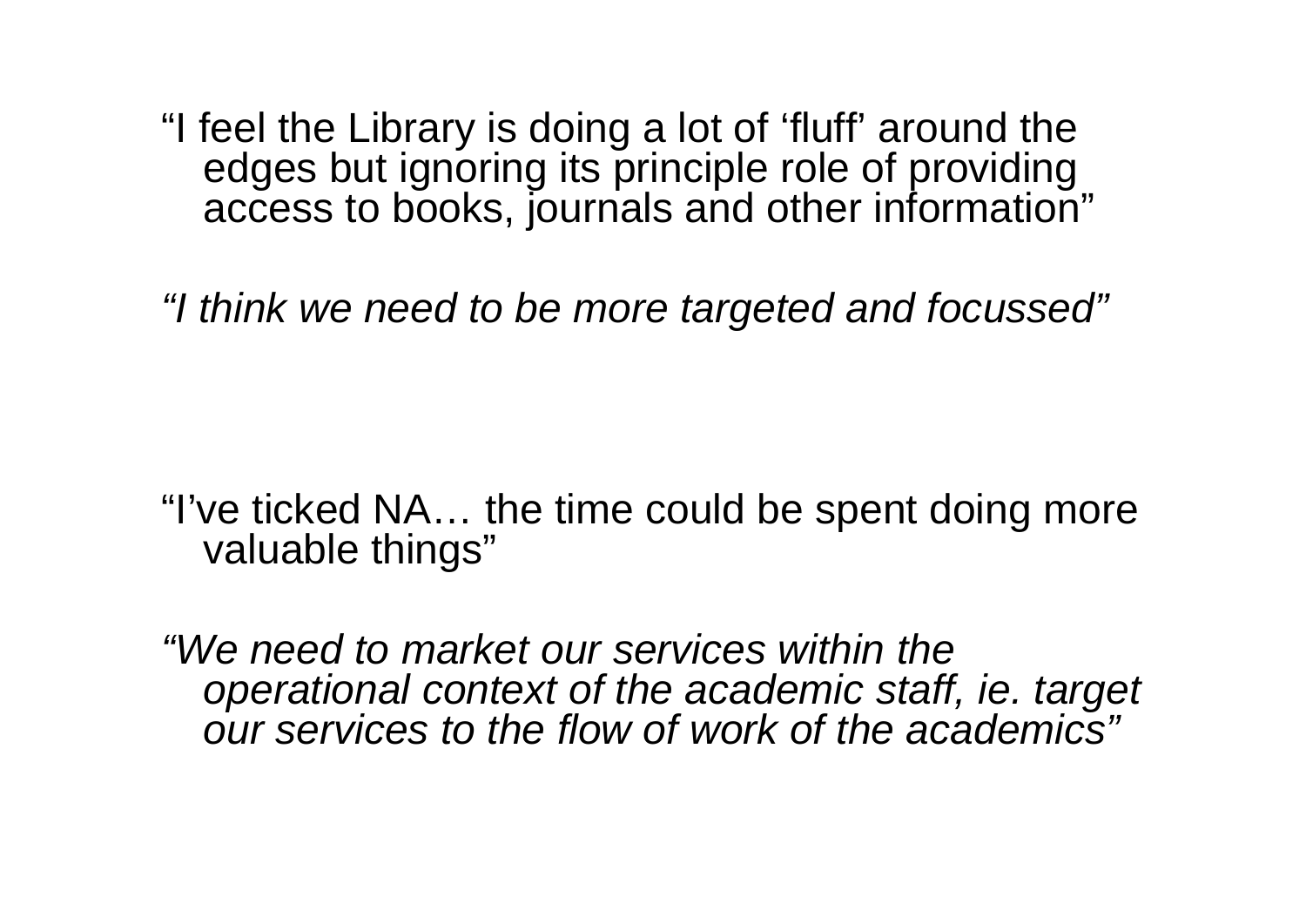"I feel the Library is doing a lot of 'fluff' around the edges but ignoring its principle role of providing access to books, journals and other information"

*"I think we need to be more targeted and focussed"*

"I've ticked NA… the time could be spent doing more valuable things"

*"We need to market our services within the operational context of the academic staff, ie. target our services to the flow of work of the academics"*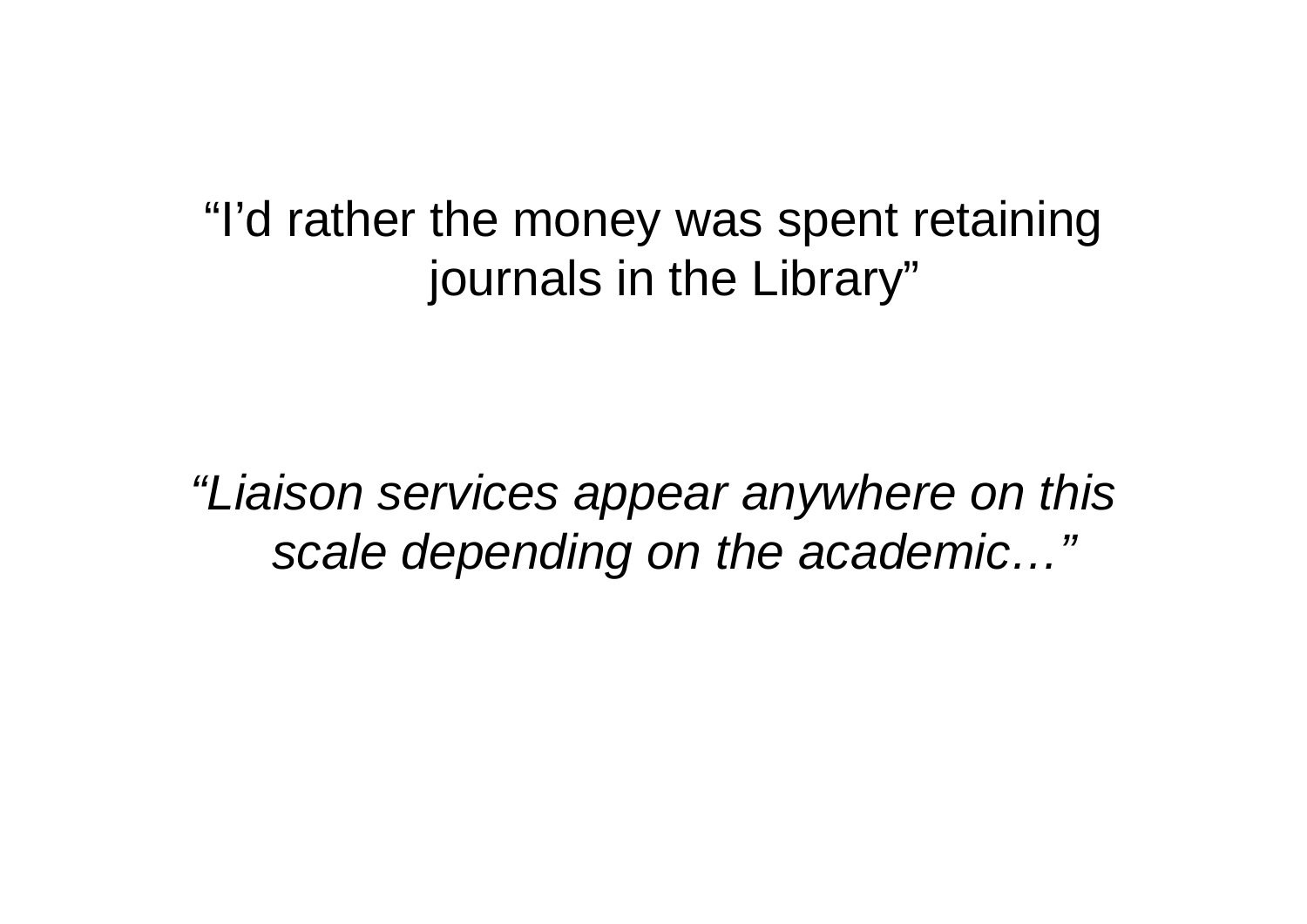"I'd rather the money was spent retaining journals in the Library"

*"Liaison services appear anywhere on this scale depending on the academic…"*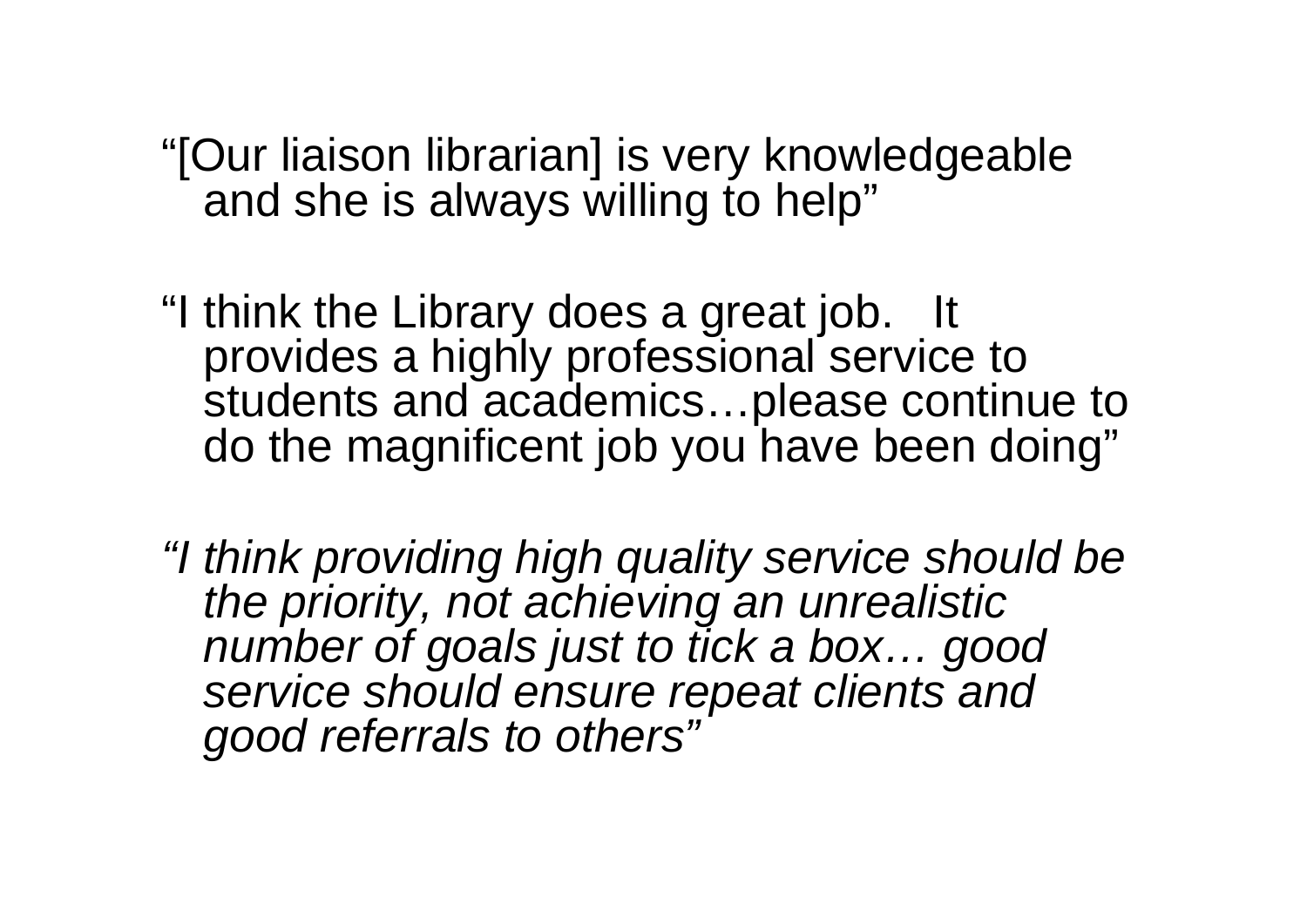“[Our liaison librarian] is very knowledgeable and she is always willing to help”

“I think the Library does a great job. It provides a highly professional service to students and academics…please continue to do the magnificent job you have been doing”

*“I think providing high quality service should be the priority, not achieving an unrealistic number of goals just to tick a box… good service should ensure repeat clients and good referrals to others”*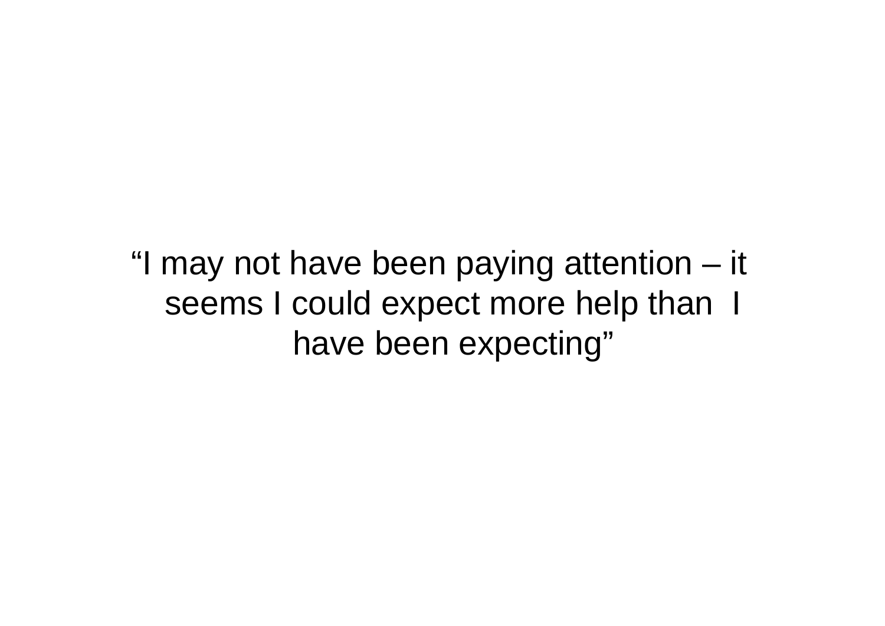"I may not have been paying attention – it seems I could expect more help than I have been expecting"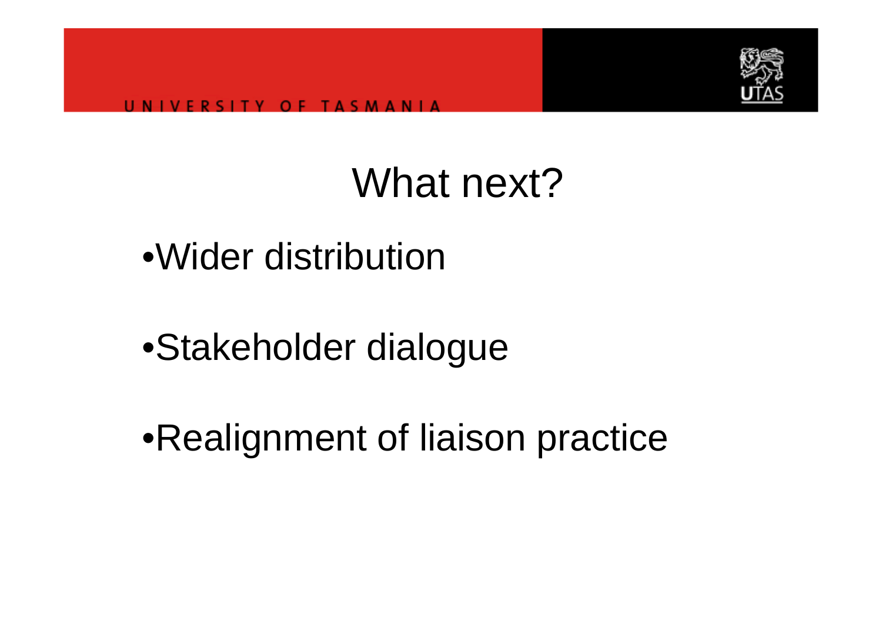# What next?

- Wider distribution
- Stakeholder dialogue
- Realignment of liaison practice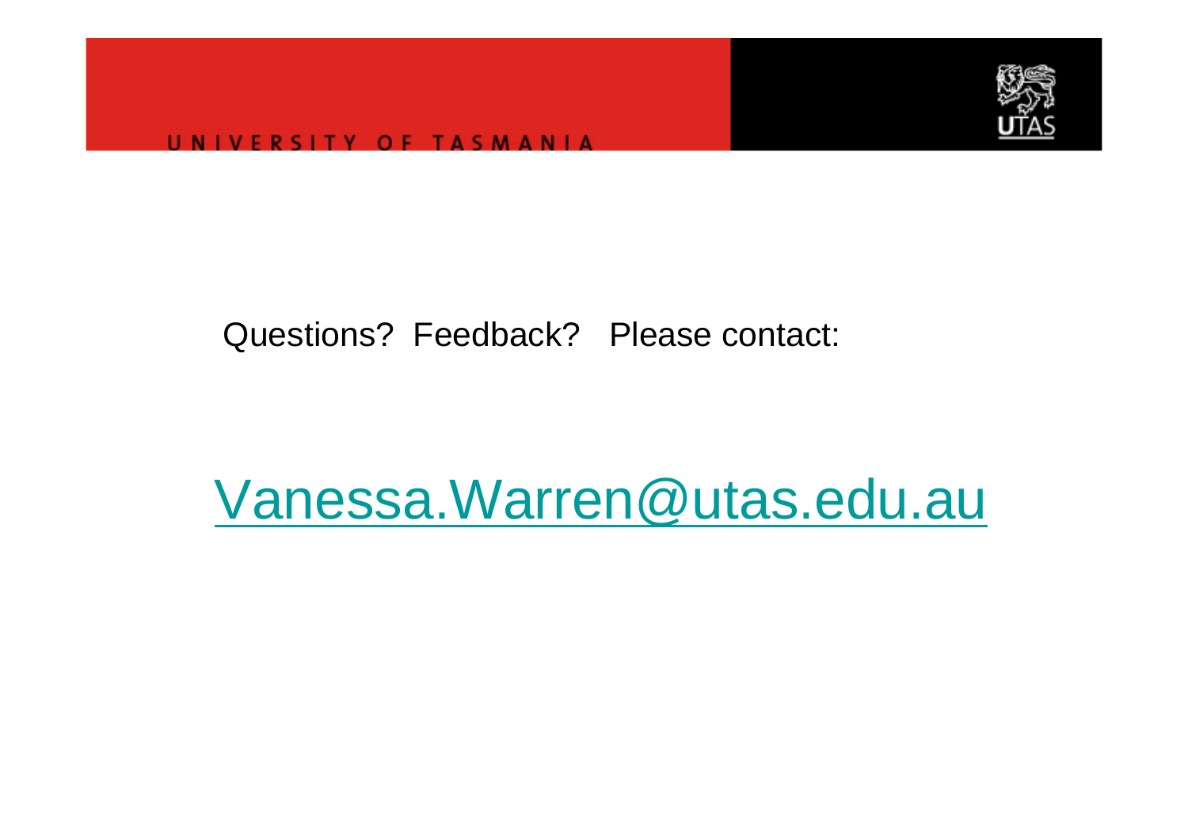Questions? Feedback? Please contact:

Vanessa.Warren@utas.edu.au